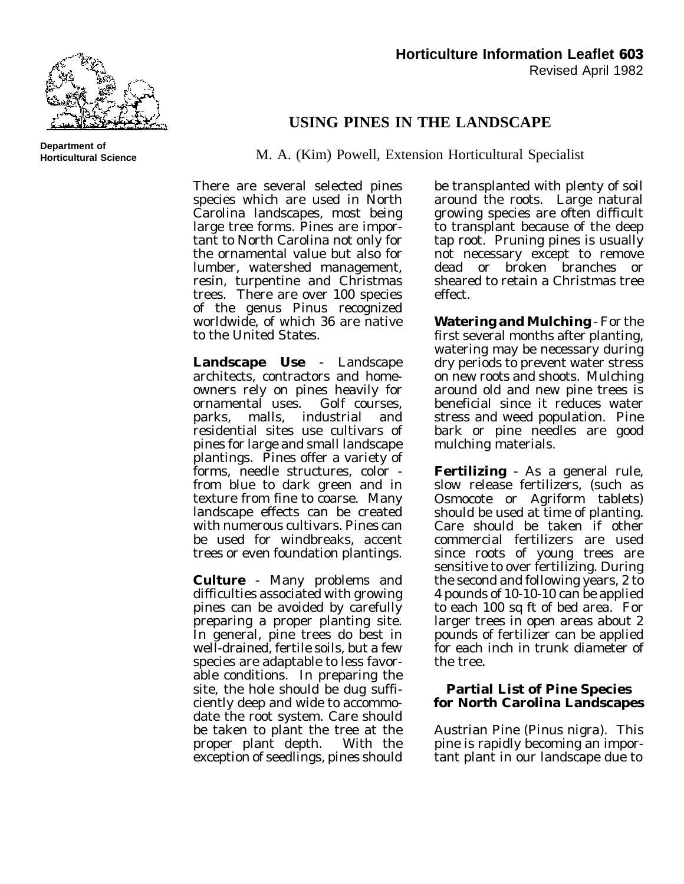**Horticulture Information Leaflet 603**
Revised April 1982

**Department of Horticultural Science**

# USING PINES IN THE LANDSCAPE

M. A. (Kim) Powell, Extension Horticultural Specialist

There are several selected pines species which are used in North Carolina landscapes, most being large tree forms. Pines are important to North Carolina not only for the ornamental value but also for lumber, watershed management, resin, turpentine and Christmas trees. There are over 100 species of the genus Pinus recognized worldwide, of which 36 are native to the United States.

**Landscape Use** - Landscape architects, contractors and homeowners rely on pines heavily for ornamental uses. Golf courses, parks, malls, industrial and residential sites use cultivars of pines for large and small landscape plantings. Pines offer a variety of forms, needle structures, color - from blue to dark green and in texture from fine to coarse. Many landscape effects can be created with numerous cultivars. Pines can be used for windbreaks, accent trees or even foundation plantings.

**Culture** - Many problems and difficulties associated with growing pines can be avoided by carefully preparing a proper planting site. In general, pine trees do best in well-drained, fertile soils, but a few species are adaptable to less favorable conditions. In preparing the site, the hole should be dug sufficiently deep and wide to accommodate the root system. Care should be taken to plant the tree at the proper plant depth. With the exception of seedlings, pines should be transplanted with plenty of soil around the roots. Large natural growing species are often difficult to transplant because of the deep tap root. Pruning pines is usually not necessary except to remove dead or broken branches or sheared to retain a Christmas tree effect.

**Watering and Mulching** - For the first several months after planting, watering may be necessary during dry periods to prevent water stress on new roots and shoots. Mulching around old and new pine trees is beneficial since it reduces water stress and weed population. Pine bark or pine needles are good mulching materials.

**Fertilizing** - As a general rule, slow release fertilizers, (such as Osmocote or Agriform tablets) should be used at time of planting. Care should be taken if other commercial fertilizers are used since roots of young trees are sensitive to over fertilizing. During the second and following years, 2 to 4 pounds of 10-10-10 can be applied to each 100 sq ft of bed area. For larger trees in open areas about 2 pounds of fertilizer can be applied for each inch in trunk diameter of the tree.

## Partial List of Pine Species for North Carolina Landscapes

Austrian Pine (Pinus nigra). This pine is rapidly becoming an important plant in our landscape due to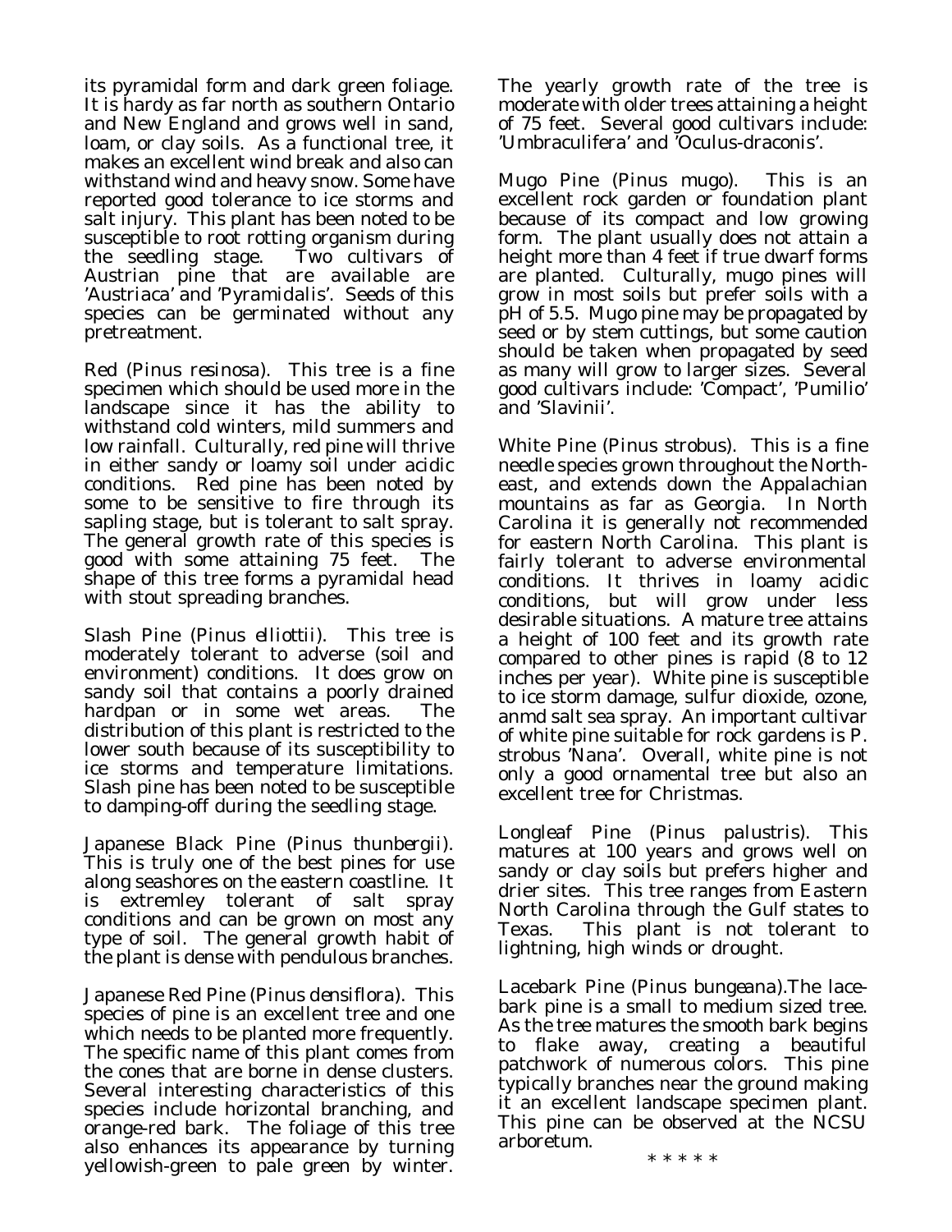its pyramidal form and dark green foliage. It is hardy as far north as southern Ontario and New England and grows well in sand, loam, or clay soils. As a functional tree, it makes an excellent wind break and also can withstand wind and heavy snow. Some have reported good tolerance to ice storms and salt injury. This plant has been noted to be susceptible to root rotting organism during the seedling stage. Two cultivars of Austrian pine that are available are 'Austriaca' and 'Pyramidalis'. Seeds of this species can be germinated without any pretreatment.

Red (*Pinus resinosa*). This tree is a fine specimen which should be used more in the landscape since it has the ability to withstand cold winters, mild summers and low rainfall. Culturally, red pine will thrive in either sandy or loamy soil under acidic conditions. Red pine has been noted by some to be sensitive to fire through its sapling stage, but is tolerant to salt spray. The general growth rate of this species is good with some attaining 75 feet. The shape of this tree forms a pyramidal head with stout spreading branches.

Slash Pine (*Pinus elliottii*). This tree is moderately tolerant to adverse (soil and environment) conditions. It does grow on sandy soil that contains a poorly drained hardpan or in some wet areas. The distribution of this plant is restricted to the lower south because of its susceptibility to ice storms and temperature limitations. Slash pine has been noted to be susceptible to damping-off during the seedling stage.

Japanese Black Pine (*Pinus thunbergii*). This is truly one of the best pines for use along seashores on the eastern coastline. It is extremley tolerant of salt spray conditions and can be grown on most any type of soil. The general growth habit of the plant is dense with pendulous branches.

Japanese Red Pine (*Pinus densiflora*). This species of pine is an excellent tree and one which needs to be planted more frequently. The specific name of this plant comes from the cones that are borne in dense clusters. Several interesting characteristics of this species include horizontal branching, and orange-red bark. The foliage of this tree also enhances its appearance by turning yellowish-green to pale green by winter. The yearly growth rate of the tree is moderate with older trees attaining a height of 75 feet. Several good cultivars include: 'Umbraculifera' and 'Oculus-draconis'.

Mugo Pine (*Pinus mugo*). This is an excellent rock garden or foundation plant because of its compact and low growing form. The plant usually does not attain a height more than 4 feet if true dwarf forms are planted. Culturally, mugo pines will grow in most soils but prefer soils with a pH of 5.5. Mugo pine may be propagated by seed or by stem cuttings, but some caution should be taken when propagated by seed as many will grow to larger sizes. Several good cultivars include: 'Compact', 'Pumilio' and 'Slavinii'.

White Pine (*Pinus strobus*). This is a fine needle species grown throughout the North-east, and extends down the Appalachian mountains as far as Georgia. In North Carolina it is generally not recommended for eastern North Carolina. This plant is fairly tolerant to adverse environmental conditions. It thrives in loamy acidic conditions, but will grow under less desirable situations. A mature tree attains a height of 100 feet and its growth rate compared to other pines is rapid (8 to 12 inches per year). White pine is susceptible to ice storm damage, sulfur dioxide, ozone, anmd salt sea spray. An important cultivar of white pine suitable for rock gardens is *P. strobus* 'Nana'. Overall, white pine is not only a good ornamental tree but also an excellent tree for Christmas.

Longleaf Pine (*Pinus palustris*). This matures at 100 years and grows well on sandy or clay soils but prefers higher and drier sites. This tree ranges from Eastern North Carolina through the Gulf states to Texas. This plant is not tolerant to lightning, high winds or drought.

Lacebark Pine (*Pinus bungeana*).The lace-bark pine is a small to medium sized tree. As the tree matures the smooth bark begins to flake away, creating a beautiful patchwork of numerous colors. This pine typically branches near the ground making it an excellent landscape specimen plant. This pine can be observed at the NCSU arboretum.

\* \* \* \* \*